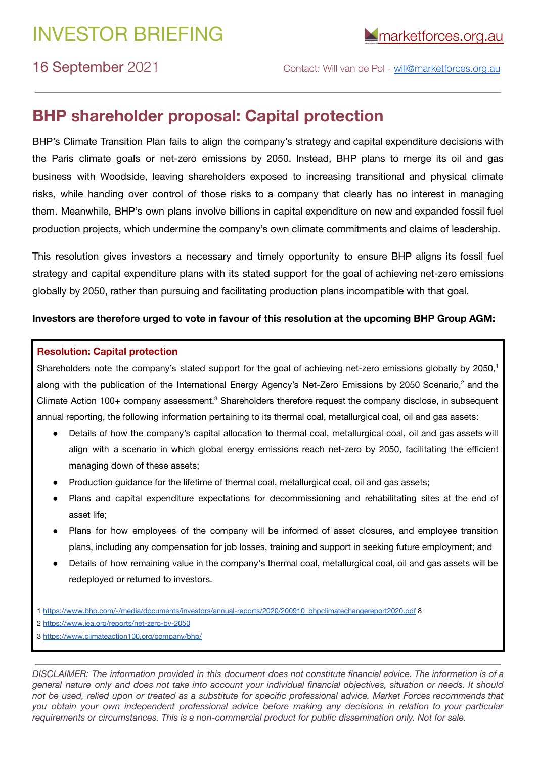# INVESTOR BRIEFING

marketforces.org.au

16 September 2021

Contact: Will van de Pol - will@marketforces.org.au

## BHP shareholder proposal: Capital protection

BHP's Climate Transition Plan fails to align the company's strategy and capital expenditure decisions with the Paris climate goals or net-zero emissions by 2050. Instead, BHP plans to merge its oil and gas business with Woodside, leaving shareholders exposed to increasing transitional and physical climate risks, while handing over control of those risks to a company that clearly has no interest in managing them. Meanwhile, BHP's own plans involve billions in capital expenditure on new and expanded fossil fuel production projects, which undermine the company's own climate commitments and claims of leadership.

This resolution gives investors a necessary and timely opportunity to ensure BHP aligns its fossil fuel strategy and capital expenditure plans with its stated support for the goal of achieving net-zero emissions globally by 2050, rather than pursuing and facilitating production plans incompatible with that goal.

**Investors are therefore urged to vote in favour of this resolution at the upcoming BHP Group AGM:**

**Resolution: Capital protection**

Shareholders note the company's stated support for the goal of achieving net-zero emissions globally by 2050,[1] along with the publication of the International Energy Agency's Net-Zero Emissions by 2050 Scenario,[2] and the Climate Action 100+ company assessment.[3] Shareholders therefore request the company disclose, in subsequent annual reporting, the following information pertaining to its thermal coal, metallurgical coal, oil and gas assets:

- Details of how the company's capital allocation to thermal coal, metallurgical coal, oil and gas assets will align with a scenario in which global energy emissions reach net-zero by 2050, facilitating the efficient managing down of these assets;
- Production guidance for the lifetime of thermal coal, metallurgical coal, oil and gas assets;
- Plans and capital expenditure expectations for decommissioning and rehabilitating sites at the end of asset life;
- Plans for how employees of the company will be informed of asset closures, and employee transition plans, including any compensation for job losses, training and support in seeking future employment; and
- Details of how remaining value in the company's thermal coal, metallurgical coal, oil and gas assets will be redeployed or returned to investors.

1 https://www.bhp.com/-/media/documents/investors/annual-reports/2020/200910_bhpclimatechangereport2020.pdf 8

2 https://www.iea.org/reports/net-zero-by-2050

3 https://www.climateaction100.org/company/bhp/

*DISCLAIMER: The information provided in this document does not constitute financial advice. The information is of a general nature only and does not take into account your individual financial objectives, situation or needs. It should not be used, relied upon or treated as a substitute for specific professional advice. Market Forces recommends that you obtain your own independent professional advice before making any decisions in relation to your particular requirements or circumstances. This is a non-commercial product for public dissemination only. Not for sale.*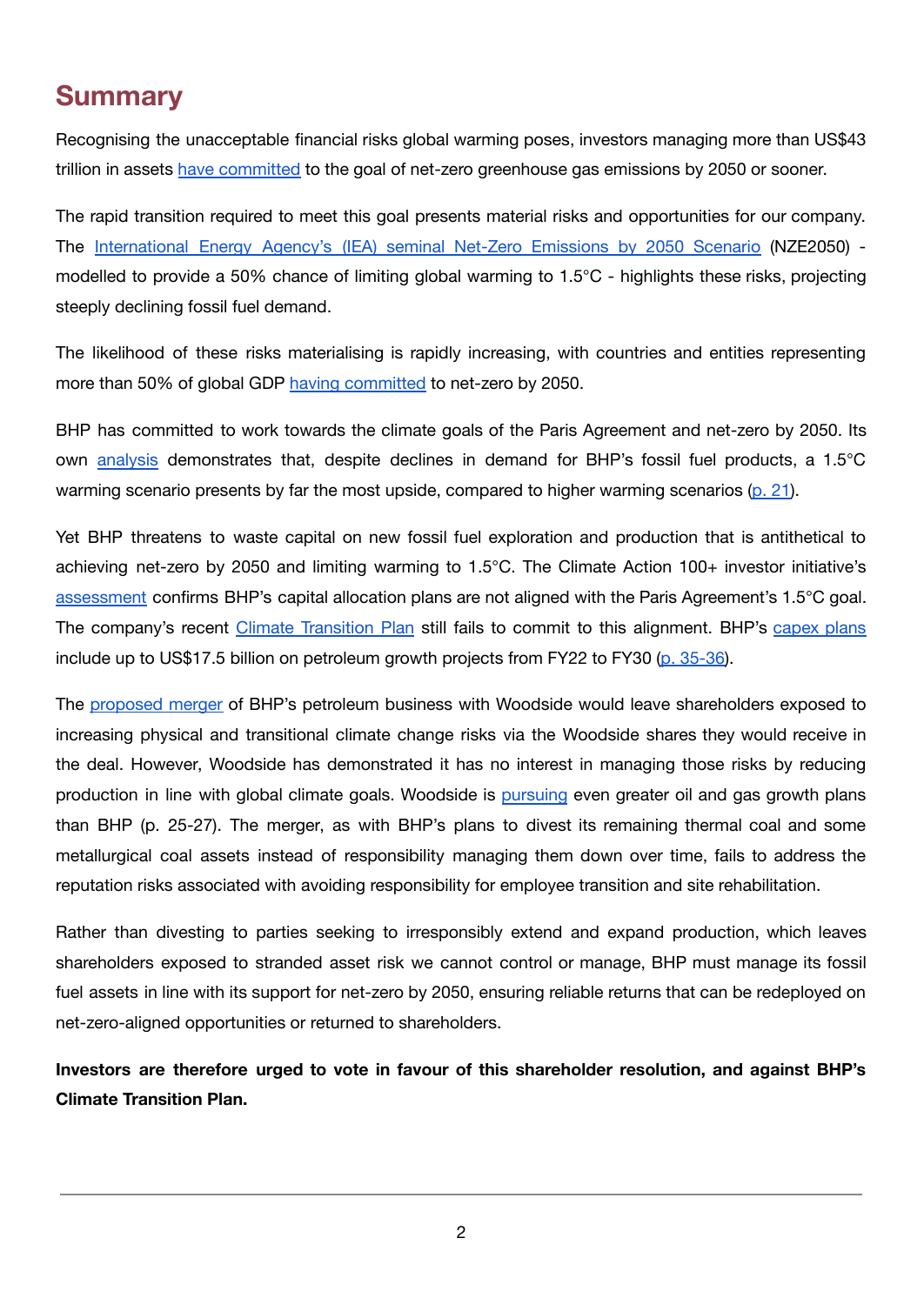## Summary

Recognising the unacceptable financial risks global warming poses, investors managing more than US$43 trillion in assets have committed to the goal of net-zero greenhouse gas emissions by 2050 or sooner.

The rapid transition required to meet this goal presents material risks and opportunities for our company. The International Energy Agency's (IEA) seminal Net-Zero Emissions by 2050 Scenario (NZE2050) - modelled to provide a 50% chance of limiting global warming to 1.5°C - highlights these risks, projecting steeply declining fossil fuel demand.

The likelihood of these risks materialising is rapidly increasing, with countries and entities representing more than 50% of global GDP having committed to net-zero by 2050.

BHP has committed to work towards the climate goals of the Paris Agreement and net-zero by 2050. Its own analysis demonstrates that, despite declines in demand for BHP's fossil fuel products, a 1.5°C warming scenario presents by far the most upside, compared to higher warming scenarios (p. 21).

Yet BHP threatens to waste capital on new fossil fuel exploration and production that is antithetical to achieving net-zero by 2050 and limiting warming to 1.5°C. The Climate Action 100+ investor initiative's assessment confirms BHP's capital allocation plans are not aligned with the Paris Agreement's 1.5°C goal. The company's recent Climate Transition Plan still fails to commit to this alignment. BHP's capex plans include up to US$17.5 billion on petroleum growth projects from FY22 to FY30 (p. 35-36).

The proposed merger of BHP's petroleum business with Woodside would leave shareholders exposed to increasing physical and transitional climate change risks via the Woodside shares they would receive in the deal. However, Woodside has demonstrated it has no interest in managing those risks by reducing production in line with global climate goals. Woodside is pursuing even greater oil and gas growth plans than BHP (p. 25-27). The merger, as with BHP's plans to divest its remaining thermal coal and some metallurgical coal assets instead of responsibility managing them down over time, fails to address the reputation risks associated with avoiding responsibility for employee transition and site rehabilitation.

Rather than divesting to parties seeking to irresponsibly extend and expand production, which leaves shareholders exposed to stranded asset risk we cannot control or manage, BHP must manage its fossil fuel assets in line with its support for net-zero by 2050, ensuring reliable returns that can be redeployed on net-zero-aligned opportunities or returned to shareholders.

**Investors are therefore urged to vote in favour of this shareholder resolution, and against BHP's Climate Transition Plan.**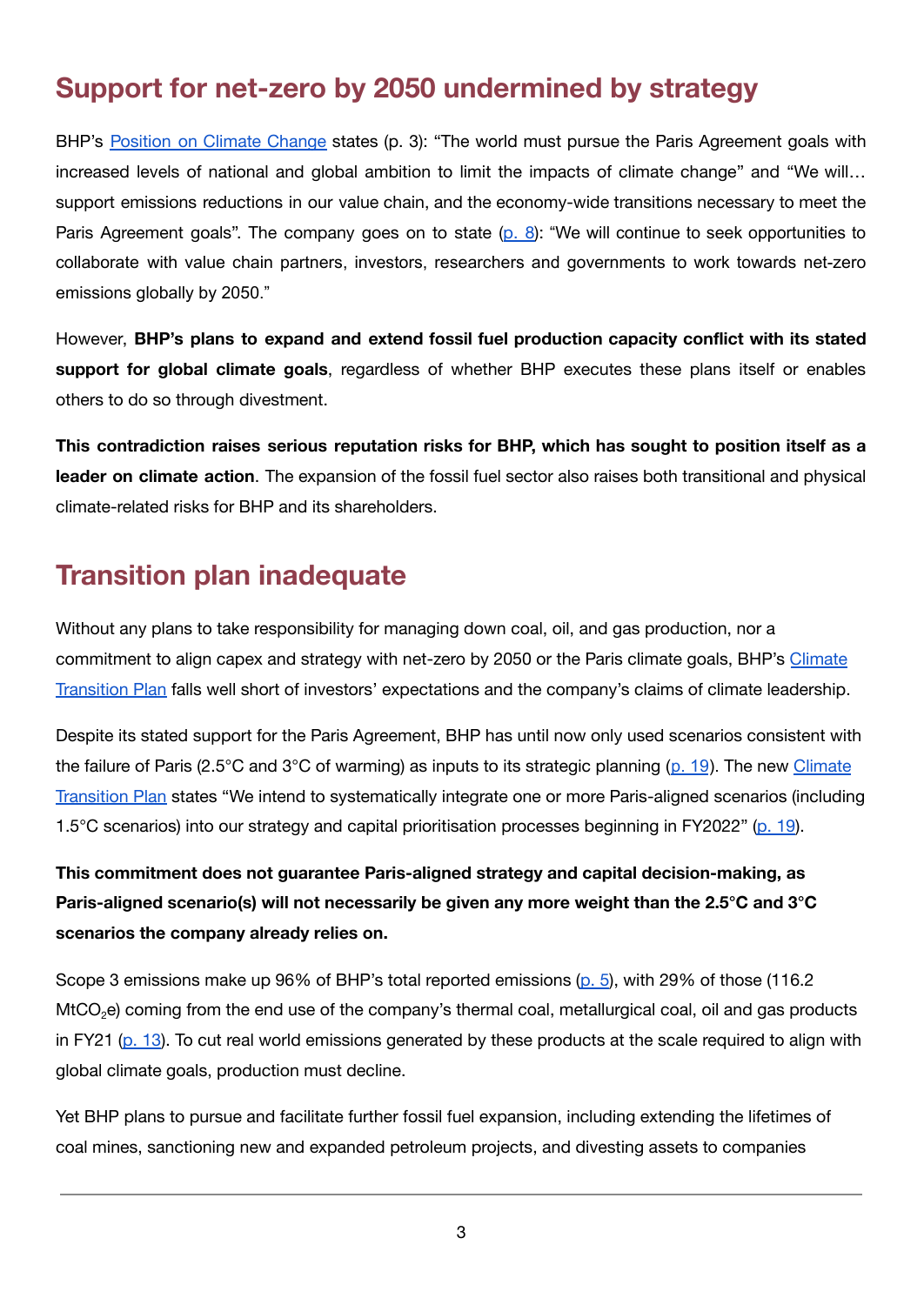## Support for net-zero by 2050 undermined by strategy

BHP's Position on Climate Change states (p. 3): "The world must pursue the Paris Agreement goals with increased levels of national and global ambition to limit the impacts of climate change" and "We will… support emissions reductions in our value chain, and the economy-wide transitions necessary to meet the Paris Agreement goals". The company goes on to state (p. 8): "We will continue to seek opportunities to collaborate with value chain partners, investors, researchers and governments to work towards net-zero emissions globally by 2050."

However, **BHP's plans to expand and extend fossil fuel production capacity conflict with its stated support for global climate goals**, regardless of whether BHP executes these plans itself or enables others to do so through divestment.

**This contradiction raises serious reputation risks for BHP, which has sought to position itself as a leader on climate action**. The expansion of the fossil fuel sector also raises both transitional and physical climate-related risks for BHP and its shareholders.

## Transition plan inadequate

Without any plans to take responsibility for managing down coal, oil, and gas production, nor a commitment to align capex and strategy with net-zero by 2050 or the Paris climate goals, BHP's Climate Transition Plan falls well short of investors' expectations and the company's claims of climate leadership.

Despite its stated support for the Paris Agreement, BHP has until now only used scenarios consistent with the failure of Paris (2.5°C and 3°C of warming) as inputs to its strategic planning (p. 19). The new Climate Transition Plan states "We intend to systematically integrate one or more Paris-aligned scenarios (including 1.5°C scenarios) into our strategy and capital prioritisation processes beginning in FY2022" (p. 19).

**This commitment does not guarantee Paris-aligned strategy and capital decision-making, as Paris-aligned scenario(s) will not necessarily be given any more weight than the 2.5°C and 3°C scenarios the company already relies on.**

Scope 3 emissions make up 96% of BHP's total reported emissions (p. 5), with 29% of those (116.2 $MtCO_2e$) coming from the end use of the company's thermal coal, metallurgical coal, oil and gas products in FY21 (p. 13). To cut real world emissions generated by these products at the scale required to align with global climate goals, production must decline.

Yet BHP plans to pursue and facilitate further fossil fuel expansion, including extending the lifetimes of coal mines, sanctioning new and expanded petroleum projects, and divesting assets to companies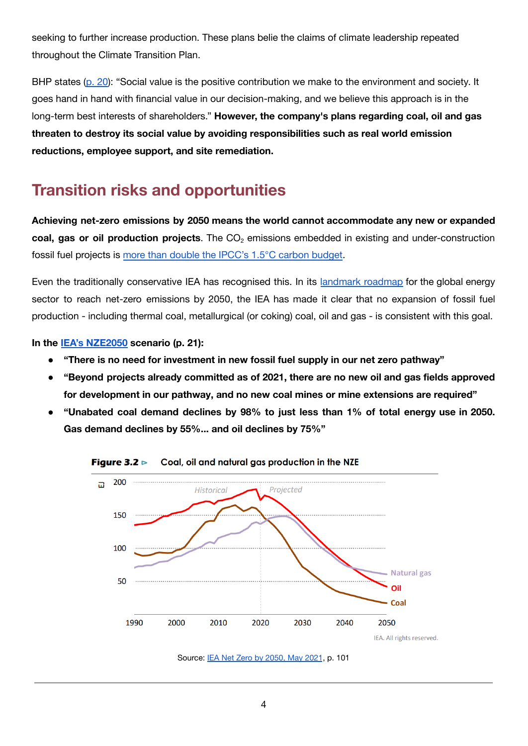seeking to further increase production. These plans belie the claims of climate leadership repeated throughout the Climate Transition Plan.

BHP states ([p. 20](#)): “Social value is the positive contribution we make to the environment and society. It goes hand in hand with financial value in our decision-making, and we believe this approach is in the long-term best interests of shareholders.” **However, the company's plans regarding coal, oil and gas threaten to destroy its social value by avoiding responsibilities such as real world emission reductions, employee support, and site remediation.**

## Transition risks and opportunities

**Achieving net-zero emissions by 2050 means the world cannot accommodate any new or expanded coal, gas or oil production projects**. The $CO_2$ emissions embedded in existing and under-construction fossil fuel projects is [more than double the IPCC’s 1.5°C carbon budget](#).

Even the traditionally conservative IEA has recognised this. In its [landmark roadmap](#) for the global energy sector to reach net-zero emissions by 2050, the IEA has made it clear that no expansion of fossil fuel production - including thermal coal, metallurgical (or coking) coal, oil and gas - is consistent with this goal.

**In the [IEA’s NZE2050](#) scenario (p. 21):**

- **“There is no need for investment in new fossil fuel supply in our net zero pathway”**
- **“Beyond projects already committed as of 2021, there are no new oil and gas fields approved for development in our pathway, and no new coal mines or mine extensions are required”**
- **“Unabated coal demand declines by 98% to just less than 1% of total energy use in 2050. Gas demand declines by 55%... and oil declines by 75%”**

**Figure 3.2 ▷** Coal, oil and natural gas production in the NZE

EJ
200
150
100
50
Historical
Projected
Natural gas
Oil
Coal
1990 2000 2010 2020 2030 2040 2050

IEA. All rights reserved.

Source: [IEA Net Zero by 2050, May 2021](#), p. 101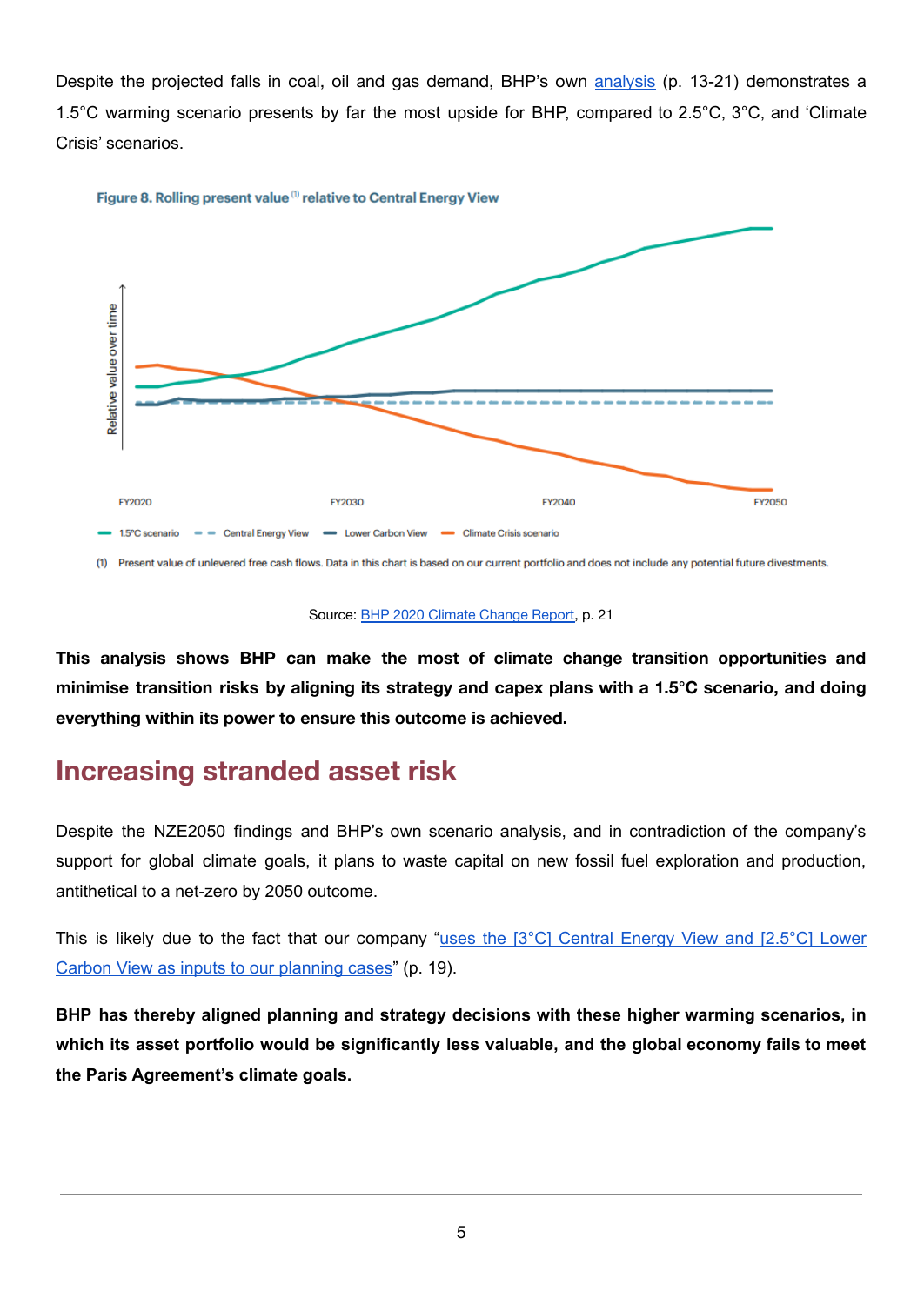Despite the projected falls in coal, oil and gas demand, BHP's own [analysis](#) (p. 13-21) demonstrates a 1.5°C warming scenario presents by far the most upside for BHP, compared to 2.5°C, 3°C, and 'Climate Crisis' scenarios.

**Figure 8. Rolling present value [1] relative to Central Energy View**

(1) Present value of unlevered free cash flows. Data in this chart is based on our current portfolio and does not include any potential future divestments.

Source: [BHP 2020 Climate Change Report](#), p. 21

**This analysis shows BHP can make the most of climate change transition opportunities and minimise transition risks by aligning its strategy and capex plans with a 1.5°C scenario, and doing everything within its power to ensure this outcome is achieved.**

## Increasing stranded asset risk

Despite the NZE2050 findings and BHP's own scenario analysis, and in contradiction of the company's support for global climate goals, it plans to waste capital on new fossil fuel exploration and production, antithetical to a net-zero by 2050 outcome.

This is likely due to the fact that our company "[uses the [3°C] Central Energy View and [2.5°C] Lower Carbon View as inputs to our planning cases](#)" (p. 19).

**BHP has thereby aligned planning and strategy decisions with these higher warming scenarios, in which its asset portfolio would be significantly less valuable, and the global economy fails to meet the Paris Agreement's climate goals.**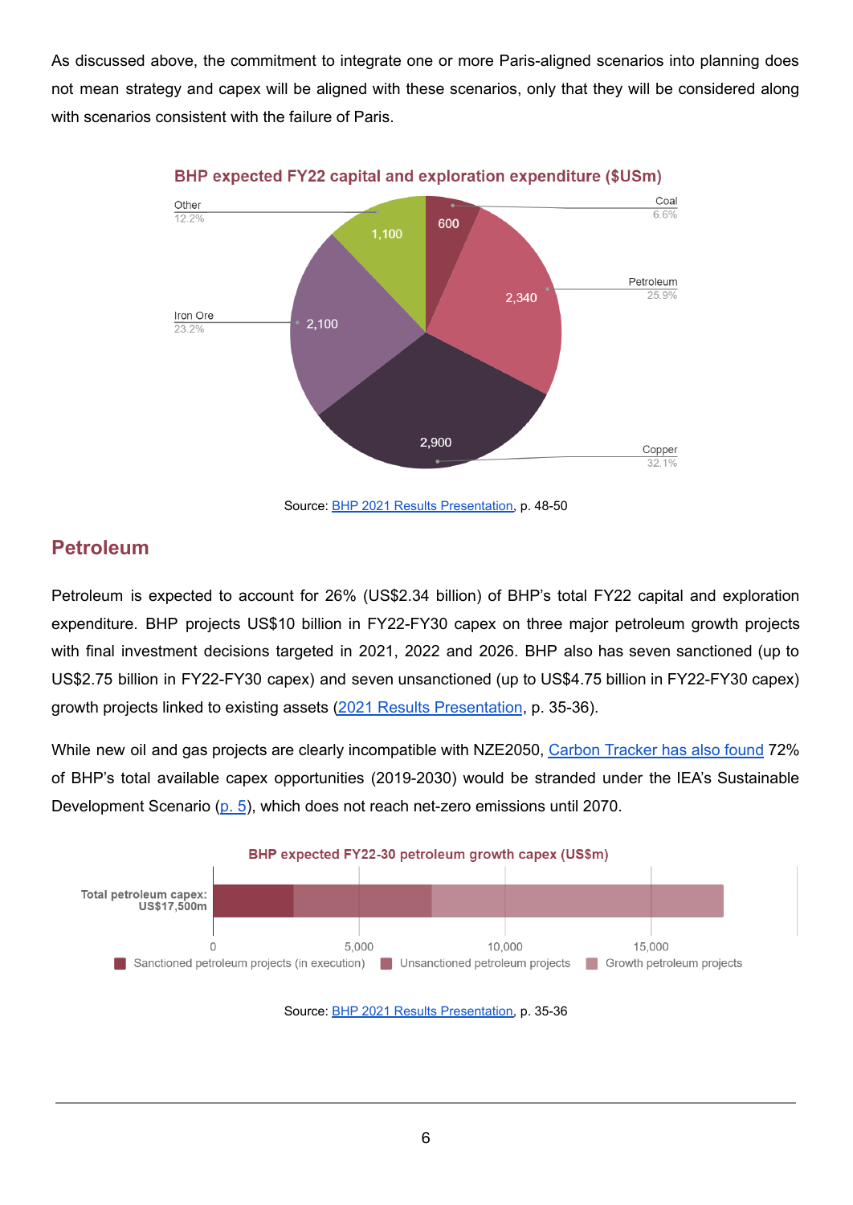As discussed above, the commitment to integrate one or more Paris-aligned scenarios into planning does not mean strategy and capex will be aligned with these scenarios, only that they will be considered along with scenarios consistent with the failure of Paris.

BHP expected FY22 capital and exploration expenditure ($USm)

Other
12.2%
1,100
600
Coal
6.6%
Petroleum
25.9%
2,340
Iron Ore
23.2%
2,100
2,900
Copper
32.1%

Source: BHP 2021 Results Presentation, p. 48-50

## Petroleum

Petroleum is expected to account for 26% (US$2.34 billion) of BHP's total FY22 capital and exploration expenditure. BHP projects US$10 billion in FY22-FY30 capex on three major petroleum growth projects with final investment decisions targeted in 2021, 2022 and 2026. BHP also has seven sanctioned (up to US$2.75 billion in FY22-FY30 capex) and seven unsanctioned (up to US$4.75 billion in FY22-FY30 capex) growth projects linked to existing assets (2021 Results Presentation, p. 35-36).

While new oil and gas projects are clearly incompatible with NZE2050, Carbon Tracker has also found 72% of BHP's total available capex opportunities (2019-2030) would be stranded under the IEA's Sustainable Development Scenario (p. 5), which does not reach net-zero emissions until 2070.

BHP expected FY22-30 petroleum growth capex (US$m)

Total petroleum capex: US$17,500m

0
5,000
10,000
15,000

Sanctioned petroleum projects (in execution)
Unsanctioned petroleum projects
Growth petroleum projects

Source: BHP 2021 Results Presentation, p. 35-36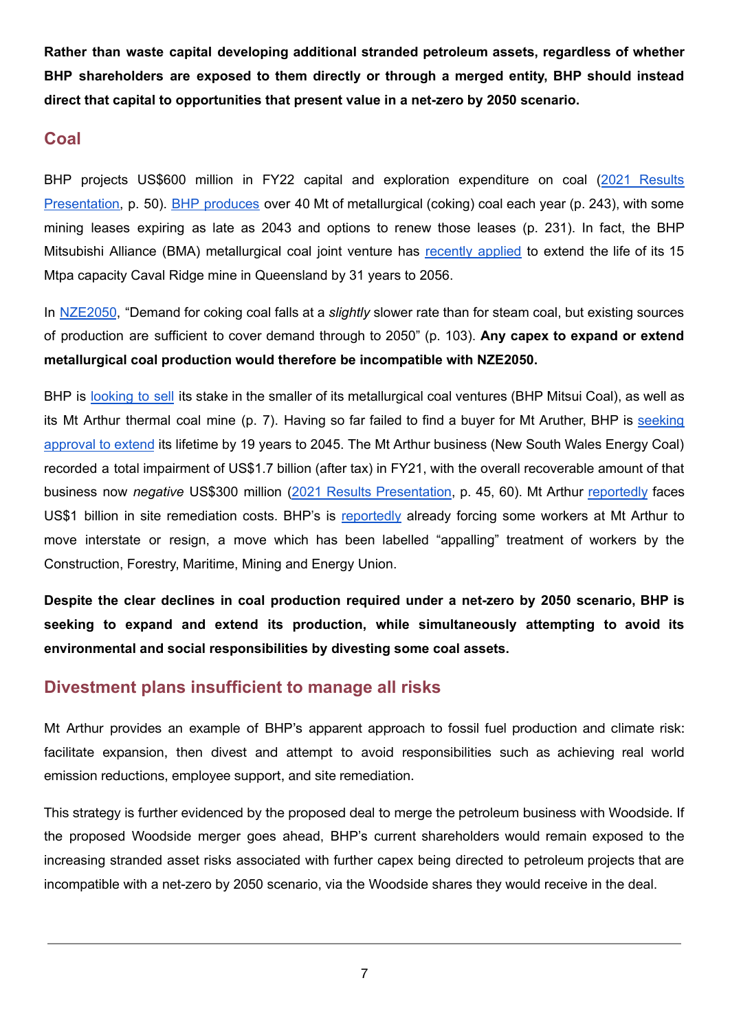**Rather than waste capital developing additional stranded petroleum assets, regardless of whether BHP shareholders are exposed to them directly or through a merged entity, BHP should instead direct that capital to opportunities that present value in a net-zero by 2050 scenario.**

## Coal

BHP projects US$600 million in FY22 capital and exploration expenditure on coal (2021 Results Presentation, p. 50). BHP produces over 40 Mt of metallurgical (coking) coal each year (p. 243), with some mining leases expiring as late as 2043 and options to renew those leases (p. 231). In fact, the BHP Mitsubishi Alliance (BMA) metallurgical coal joint venture has recently applied to extend the life of its 15 Mtpa capacity Caval Ridge mine in Queensland by 31 years to 2056.

In NZE2050, "Demand for coking coal falls at a *slightly* slower rate than for steam coal, but existing sources of production are sufficient to cover demand through to 2050" (p. 103). **Any capex to expand or extend metallurgical coal production would therefore be incompatible with NZE2050.**

BHP is looking to sell its stake in the smaller of its metallurgical coal ventures (BHP Mitsui Coal), as well as its Mt Arthur thermal coal mine (p. 7). Having so far failed to find a buyer for Mt Aruther, BHP is seeking approval to extend its lifetime by 19 years to 2045. The Mt Arthur business (New South Wales Energy Coal) recorded a total impairment of US$1.7 billion (after tax) in FY21, with the overall recoverable amount of that business now *negative* US$300 million (2021 Results Presentation, p. 45, 60). Mt Arthur reportedly faces US$1 billion in site remediation costs. BHP's is reportedly already forcing some workers at Mt Arthur to move interstate or resign, a move which has been labelled "appalling" treatment of workers by the Construction, Forestry, Maritime, Mining and Energy Union.

**Despite the clear declines in coal production required under a net-zero by 2050 scenario, BHP is seeking to expand and extend its production, while simultaneously attempting to avoid its environmental and social responsibilities by divesting some coal assets.**

## Divestment plans insufficient to manage all risks

Mt Arthur provides an example of BHP's apparent approach to fossil fuel production and climate risk: facilitate expansion, then divest and attempt to avoid responsibilities such as achieving real world emission reductions, employee support, and site remediation.

This strategy is further evidenced by the proposed deal to merge the petroleum business with Woodside. If the proposed Woodside merger goes ahead, BHP's current shareholders would remain exposed to the increasing stranded asset risks associated with further capex being directed to petroleum projects that are incompatible with a net-zero by 2050 scenario, via the Woodside shares they would receive in the deal.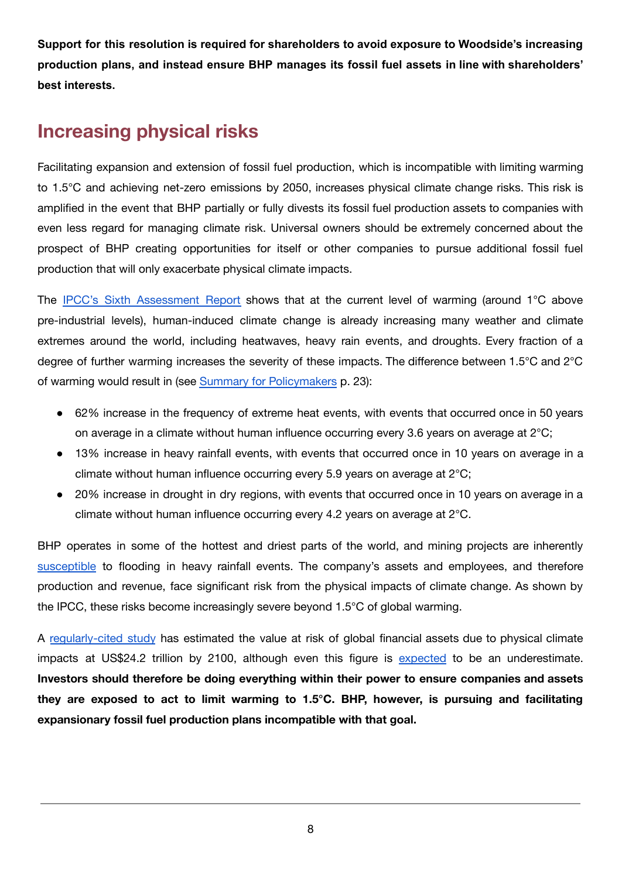**Support for this resolution is required for shareholders to avoid exposure to Woodside's increasing production plans, and instead ensure BHP manages its fossil fuel assets in line with shareholders' best interests.**

## Increasing physical risks

Facilitating expansion and extension of fossil fuel production, which is incompatible with limiting warming to 1.5°C and achieving net-zero emissions by 2050, increases physical climate change risks. This risk is amplified in the event that BHP partially or fully divests its fossil fuel production assets to companies with even less regard for managing climate risk. Universal owners should be extremely concerned about the prospect of BHP creating opportunities for itself or other companies to pursue additional fossil fuel production that will only exacerbate physical climate impacts.

The IPCC's Sixth Assessment Report shows that at the current level of warming (around 1°C above pre-industrial levels), human-induced climate change is already increasing many weather and climate extremes around the world, including heatwaves, heavy rain events, and droughts. Every fraction of a degree of further warming increases the severity of these impacts. The difference between 1.5°C and 2°C of warming would result in (see Summary for Policymakers p. 23):

- 62% increase in the frequency of extreme heat events, with events that occurred once in 50 years on average in a climate without human influence occurring every 3.6 years on average at 2°C;
- 13% increase in heavy rainfall events, with events that occurred once in 10 years on average in a climate without human influence occurring every 5.9 years on average at 2°C;
- 20% increase in drought in dry regions, with events that occurred once in 10 years on average in a climate without human influence occurring every 4.2 years on average at 2°C.

BHP operates in some of the hottest and driest parts of the world, and mining projects are inherently susceptible to flooding in heavy rainfall events. The company's assets and employees, and therefore production and revenue, face significant risk from the physical impacts of climate change. As shown by the IPCC, these risks become increasingly severe beyond 1.5°C of global warming.

A regularly-cited study has estimated the value at risk of global financial assets due to physical climate impacts at US$24.2 trillion by 2100, although even this figure is expected to be an underestimate. **Investors should therefore be doing everything within their power to ensure companies and assets they are exposed to act to limit warming to 1.5°C. BHP, however, is pursuing and facilitating expansionary fossil fuel production plans incompatible with that goal.**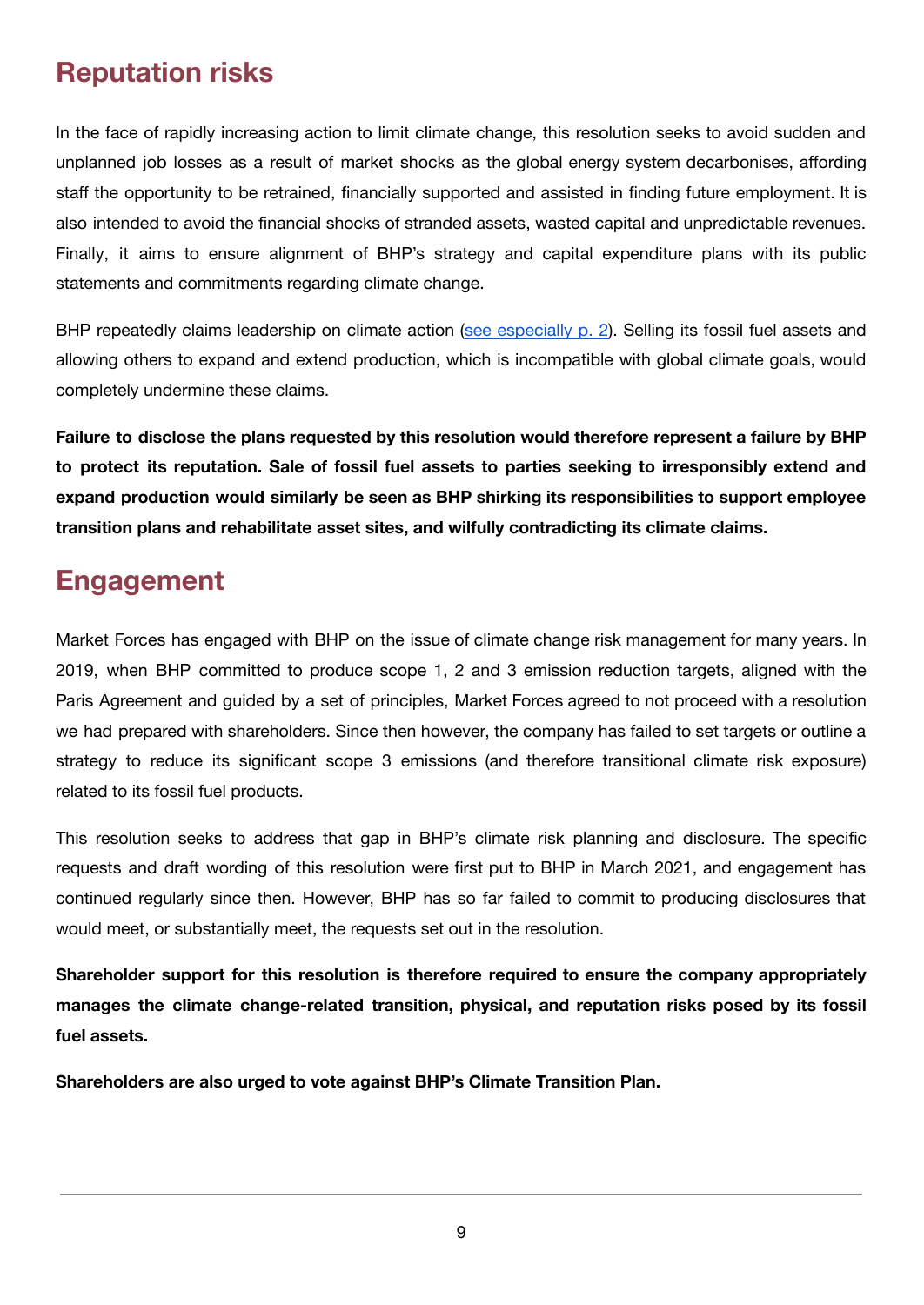## Reputation risks

In the face of rapidly increasing action to limit climate change, this resolution seeks to avoid sudden and unplanned job losses as a result of market shocks as the global energy system decarbonises, affording staff the opportunity to be retrained, financially supported and assisted in finding future employment. It is also intended to avoid the financial shocks of stranded assets, wasted capital and unpredictable revenues. Finally, it aims to ensure alignment of BHP's strategy and capital expenditure plans with its public statements and commitments regarding climate change.

BHP repeatedly claims leadership on climate action (see especially p. 2). Selling its fossil fuel assets and allowing others to expand and extend production, which is incompatible with global climate goals, would completely undermine these claims.

**Failure to disclose the plans requested by this resolution would therefore represent a failure by BHP to protect its reputation. Sale of fossil fuel assets to parties seeking to irresponsibly extend and expand production would similarly be seen as BHP shirking its responsibilities to support employee transition plans and rehabilitate asset sites, and wilfully contradicting its climate claims.**

## Engagement

Market Forces has engaged with BHP on the issue of climate change risk management for many years. In 2019, when BHP committed to produce scope 1, 2 and 3 emission reduction targets, aligned with the Paris Agreement and guided by a set of principles, Market Forces agreed to not proceed with a resolution we had prepared with shareholders. Since then however, the company has failed to set targets or outline a strategy to reduce its significant scope 3 emissions (and therefore transitional climate risk exposure) related to its fossil fuel products.

This resolution seeks to address that gap in BHP's climate risk planning and disclosure. The specific requests and draft wording of this resolution were first put to BHP in March 2021, and engagement has continued regularly since then. However, BHP has so far failed to commit to producing disclosures that would meet, or substantially meet, the requests set out in the resolution.

**Shareholder support for this resolution is therefore required to ensure the company appropriately manages the climate change-related transition, physical, and reputation risks posed by its fossil fuel assets.**

**Shareholders are also urged to vote against BHP's Climate Transition Plan.**